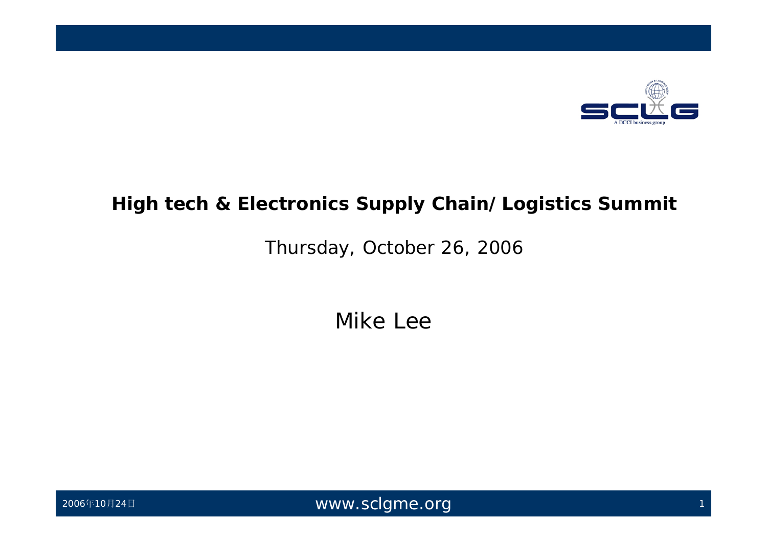# High tech & Electronics Supply Chain/ Logistics Summit

Thursday, October 26, 2006

Mike Lee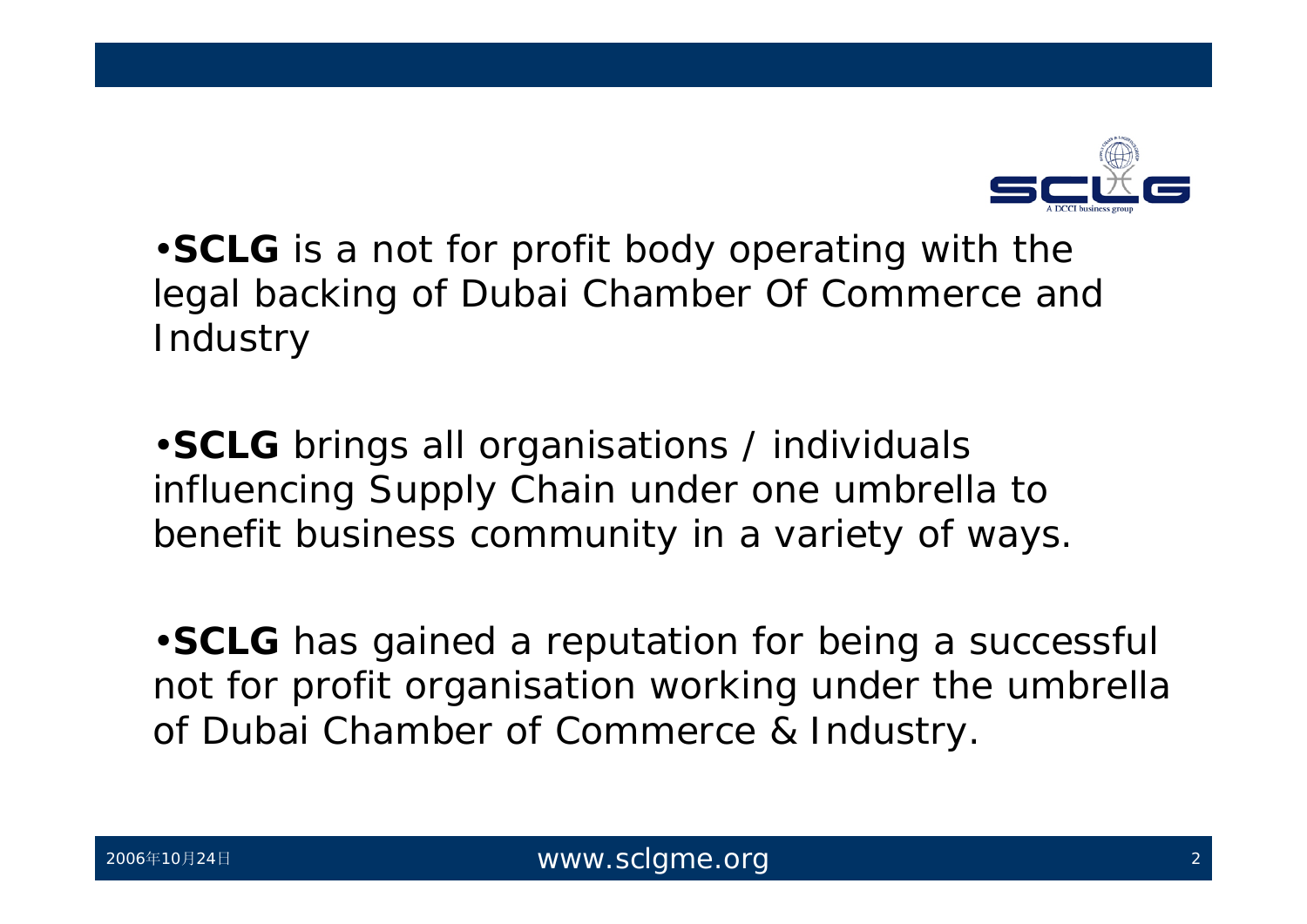- **SCLG** is a not for profit body operating with the legal backing of Dubai Chamber Of Commerce and Industry

- **SCLG** brings all organisations / individuals influencing Supply Chain under one umbrella to benefit business community in a variety of ways.

- **SCLG** has gained a reputation for being a successful not for profit organisation working under the umbrella of Dubai Chamber of Commerce & Industry.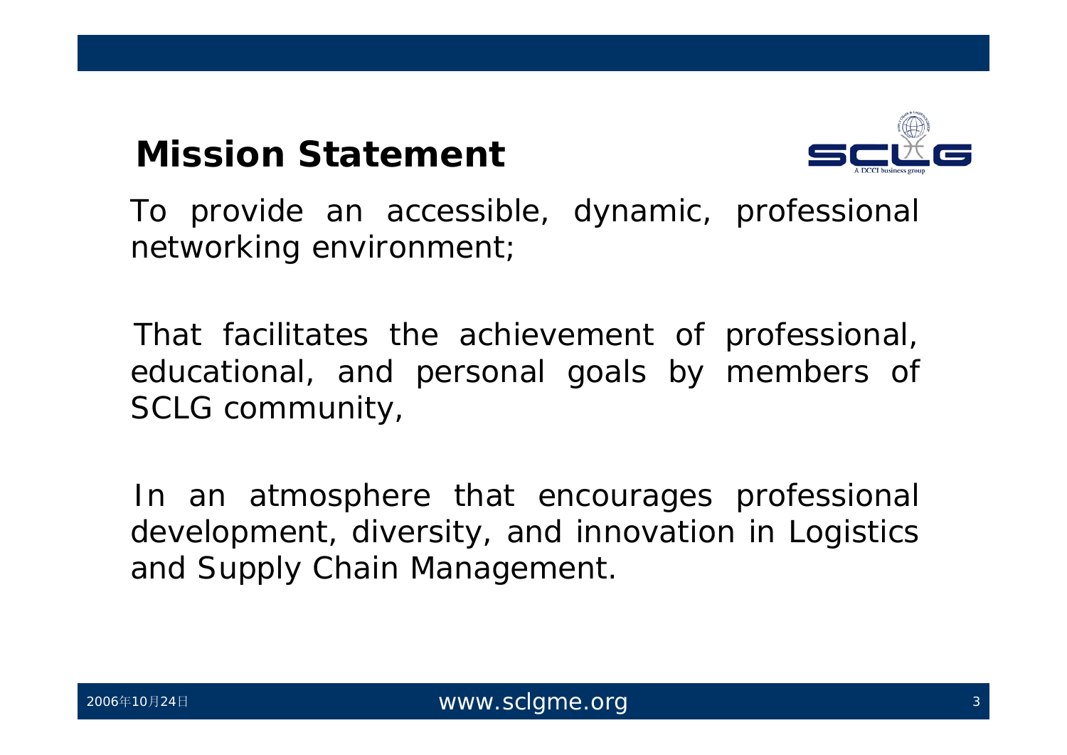## Mission Statement

To provide an accessible, dynamic, professional networking environment;

That facilitates the achievement of professional, educational, and personal goals by members of SCLG community,

In an atmosphere that encourages professional development, diversity, and innovation in Logistics and Supply Chain Management.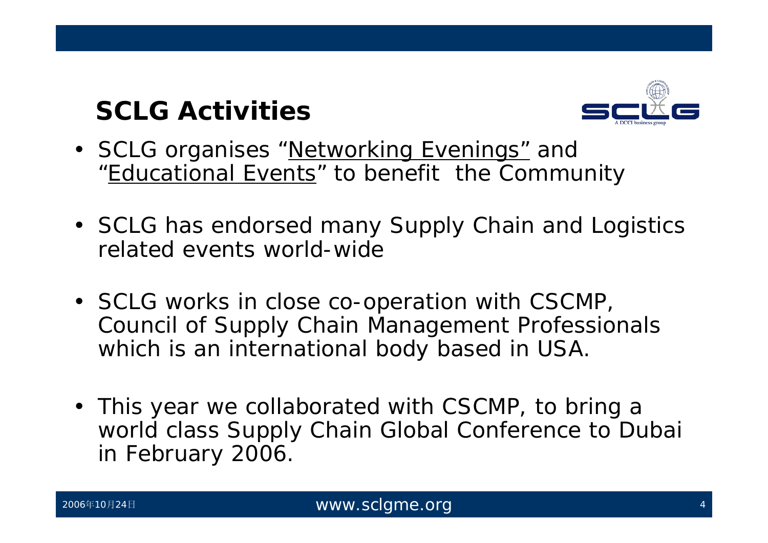# SCLG Activities

- SCLG organises "Networking Evenings" and "Educational Events" to benefit the Community

- SCLG has endorsed many Supply Chain and Logistics related events world-wide

- SCLG works in close co-operation with CSCMP, Council of Supply Chain Management Professionals which is an international body based in USA.

- This year we collaborated with CSCMP, to bring a world class Supply Chain Global Conference to Dubai in February 2006.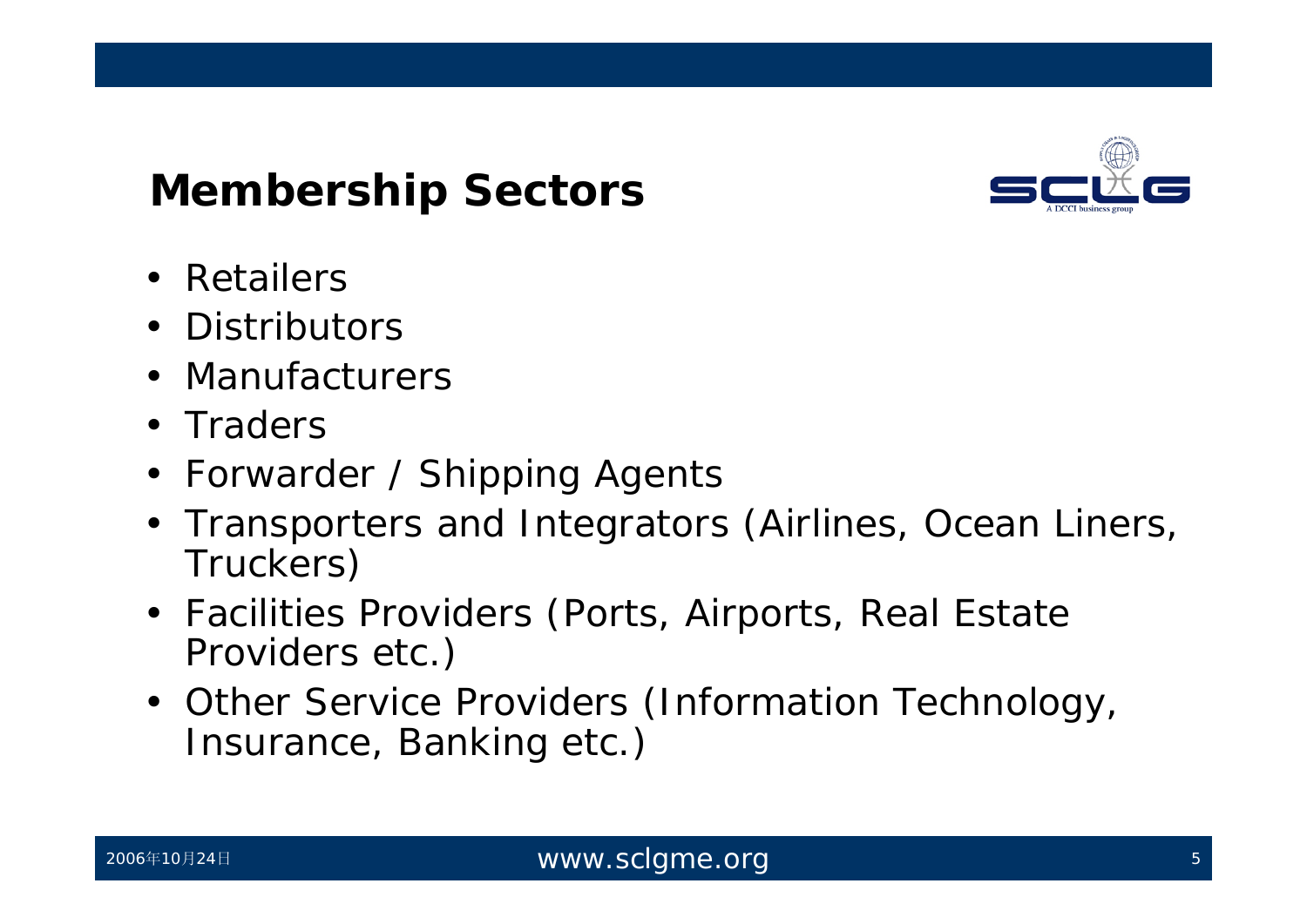## Membership Sectors

- Retailers
- Distributors
- Manufacturers
- Traders
- Forwarder / Shipping Agents
- Transporters and Integrators (Airlines, Ocean Liners, Truckers)
- Facilities Providers (Ports, Airports, Real Estate Providers etc.)
- Other Service Providers (Information Technology, Insurance, Banking etc.)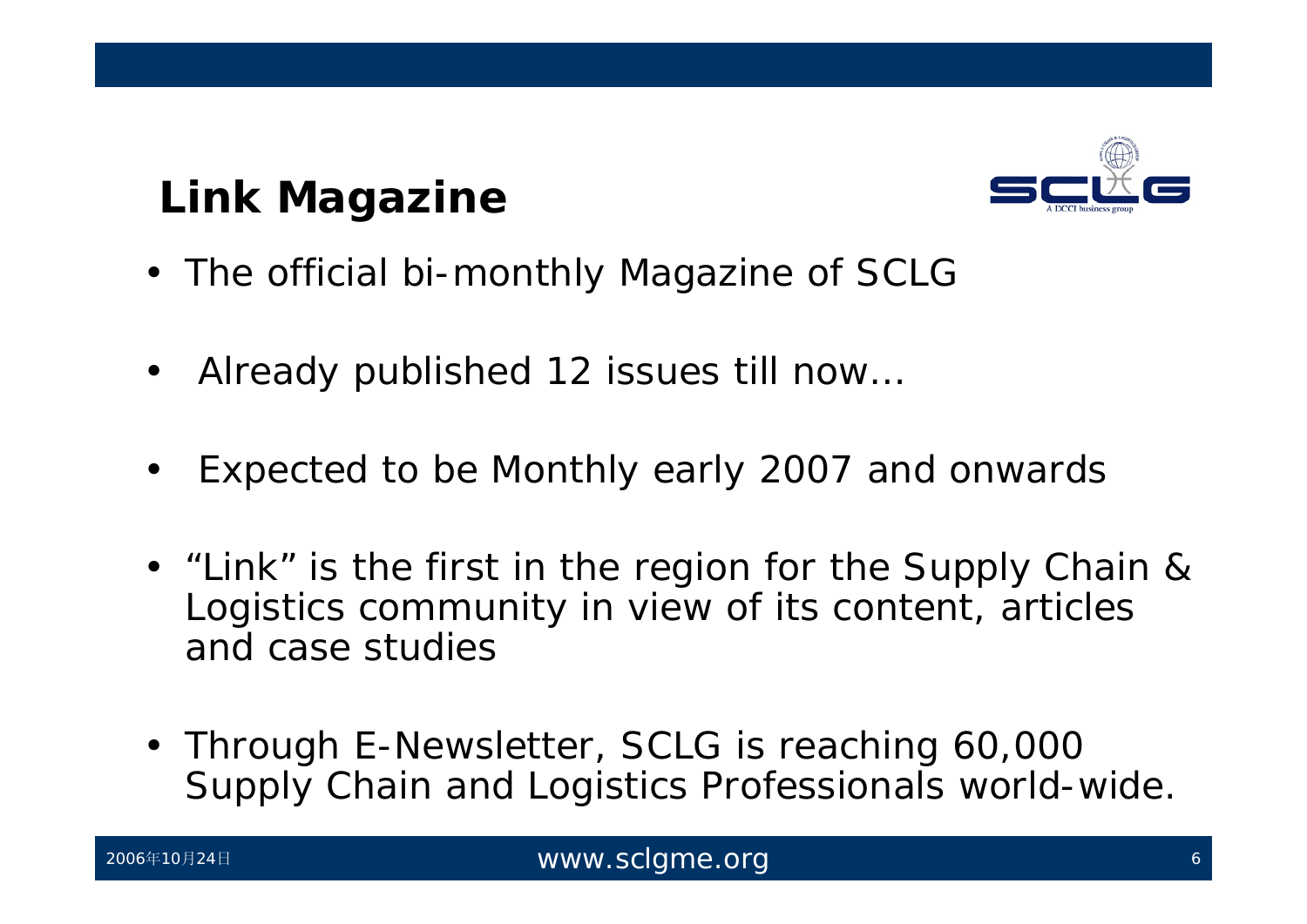## Link Magazine

- The official bi-monthly Magazine of SCLG
- Already published 12 issues till now…
- Expected to be Monthly early 2007 and onwards
- "Link" is the first in the region for the Supply Chain & Logistics community in view of its content, articles and case studies
- Through E-Newsletter, SCLG is reaching 60,000 Supply Chain and Logistics Professionals world-wide.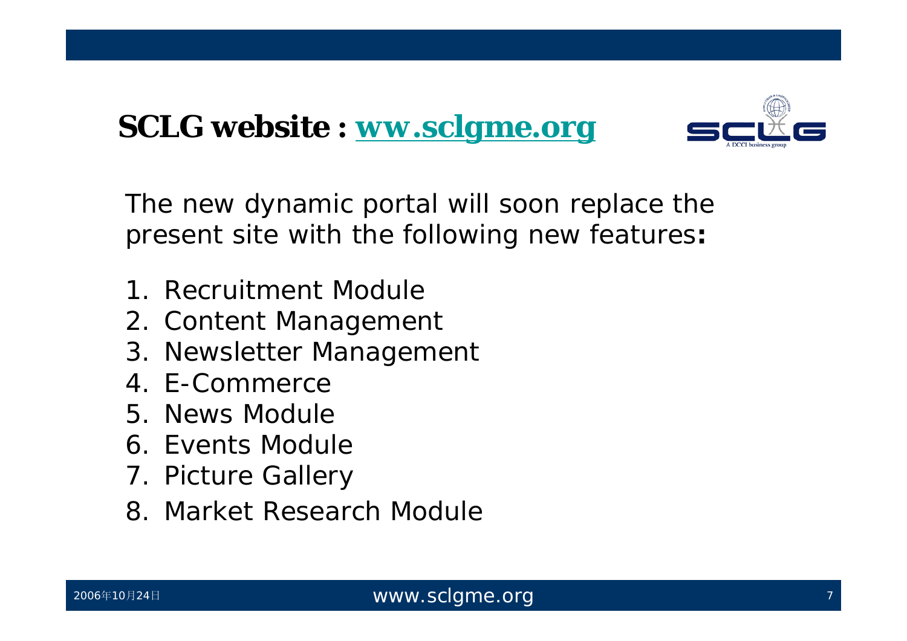# SCLG website : [ww.sclgme.org](ww.sclgme.org)

The new dynamic portal will soon replace the present site with the following new features**:**

1. Recruitment Module
2. Content Management
3. Newsletter Management
4. E-Commerce
5. News Module
6. Events Module
7. Picture Gallery
8. Market Research Module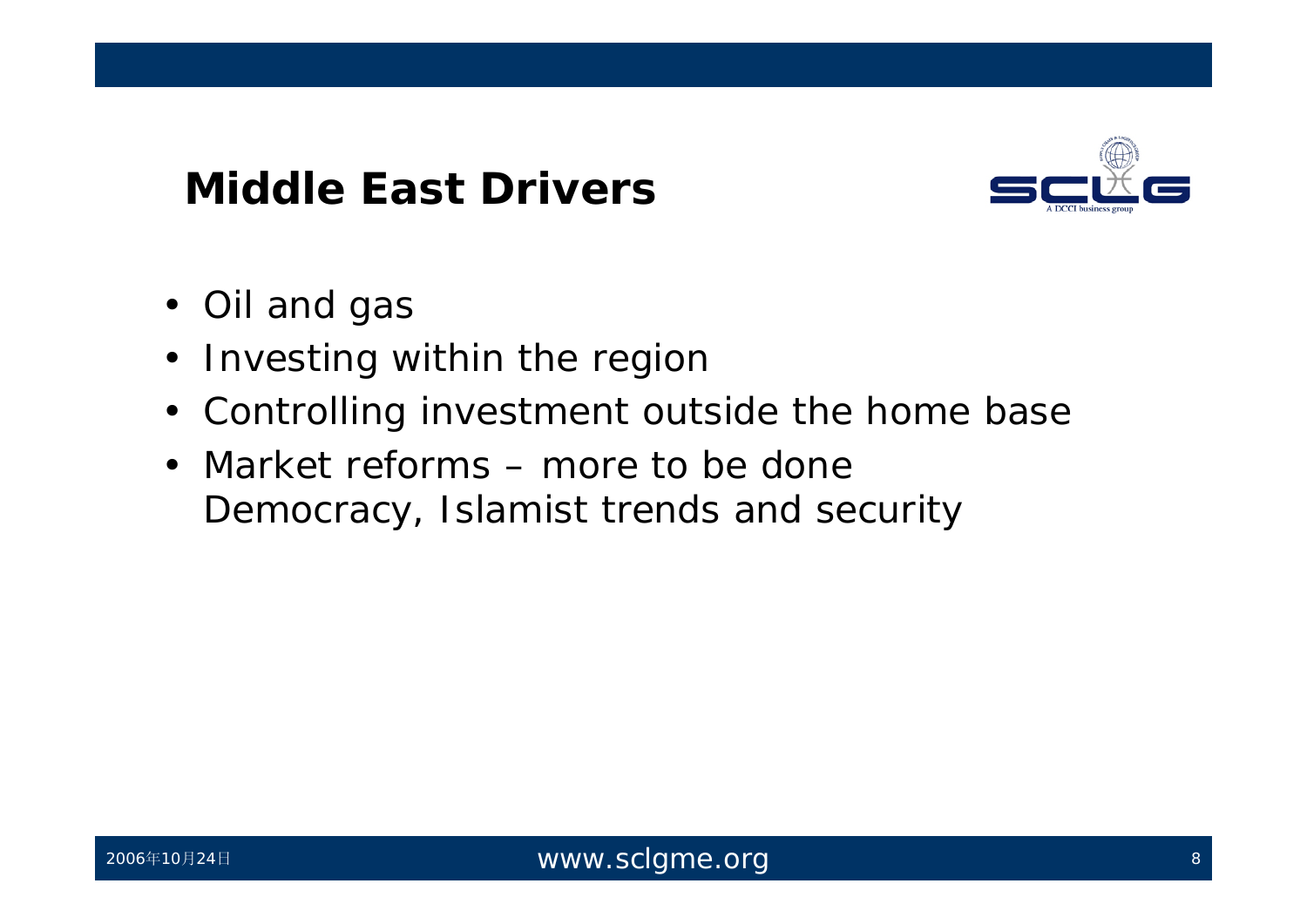# Middle East Drivers

- Oil and gas
- Investing within the region
- Controlling investment outside the home base
- Market reforms – more to be done
  Democracy, Islamist trends and security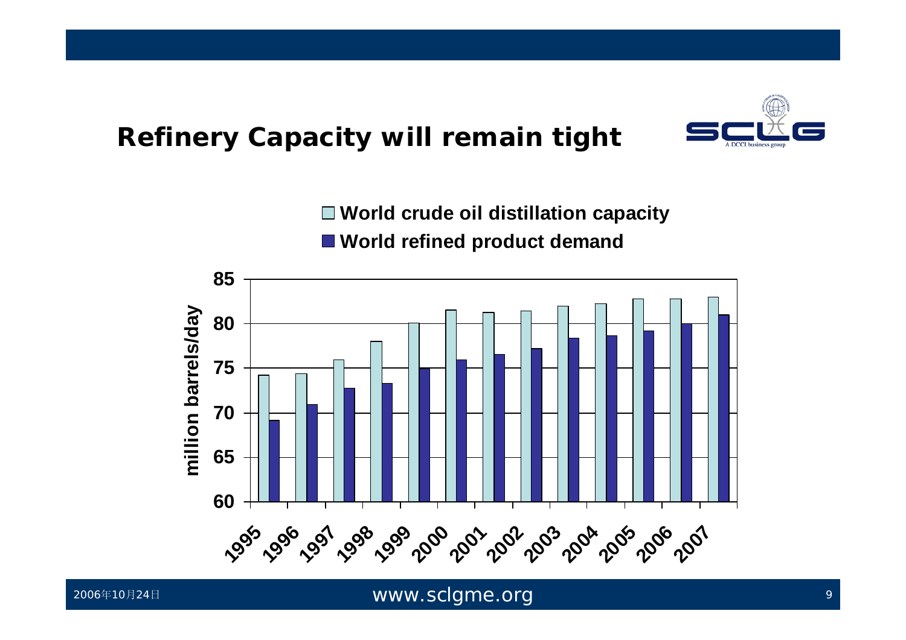# Refinery Capacity will remain tight

- World crude oil distillation capacity
- World refined product demand

million barrels/day

85
80
75
70
65
60

1995 1996 1997 1998 1999 2000 2001 2002 2003 2004 2005 2006 2007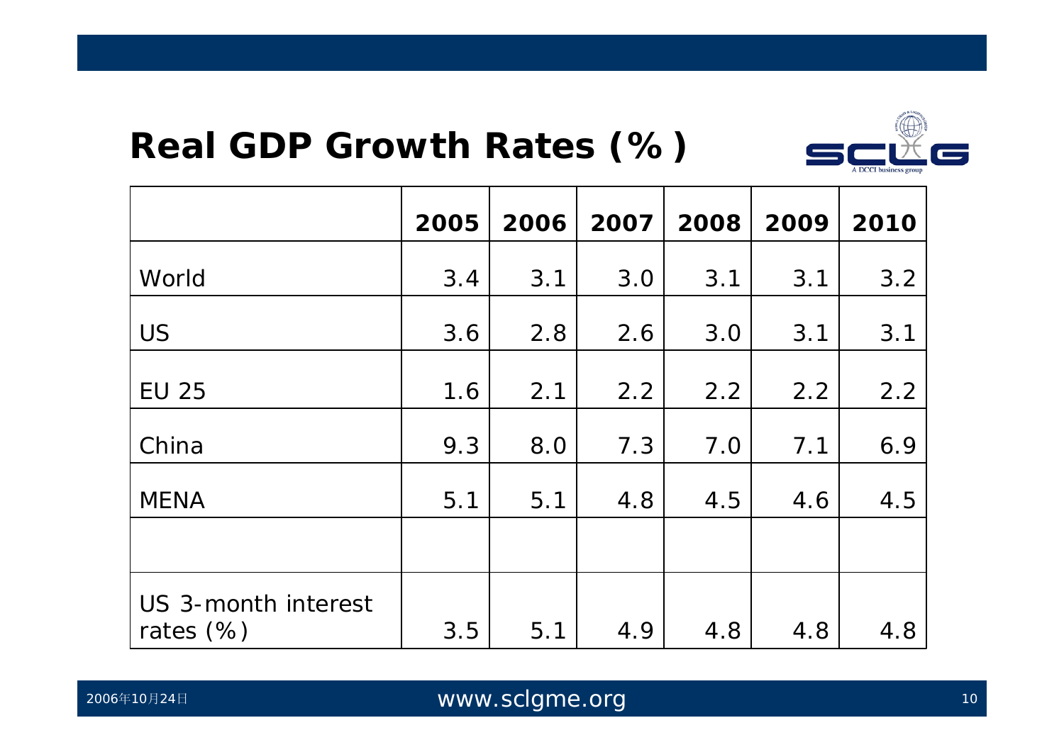# Real GDP Growth Rates (%)

| | 2005 | 2006 | 2007 | 2008 | 2009 | 2010 |
|---|---|---|---|---|---|---|
| World | 3.4 | 3.1 | 3.0 | 3.1 | 3.1 | 3.2 |
| US | 3.6 | 2.8 | 2.6 | 3.0 | 3.1 | 3.1 |
| EU 25 | 1.6 | 2.1 | 2.2 | 2.2 | 2.2 | 2.2 |
| China | 9.3 | 8.0 | 7.3 | 7.0 | 7.1 | 6.9 |
| MENA | 5.1 | 5.1 | 4.8 | 4.5 | 4.6 | 4.5 |
| | | | | | | |
| US 3-month interest rates (%) | 3.5 | 5.1 | 4.9 | 4.8 | 4.8 | 4.8 |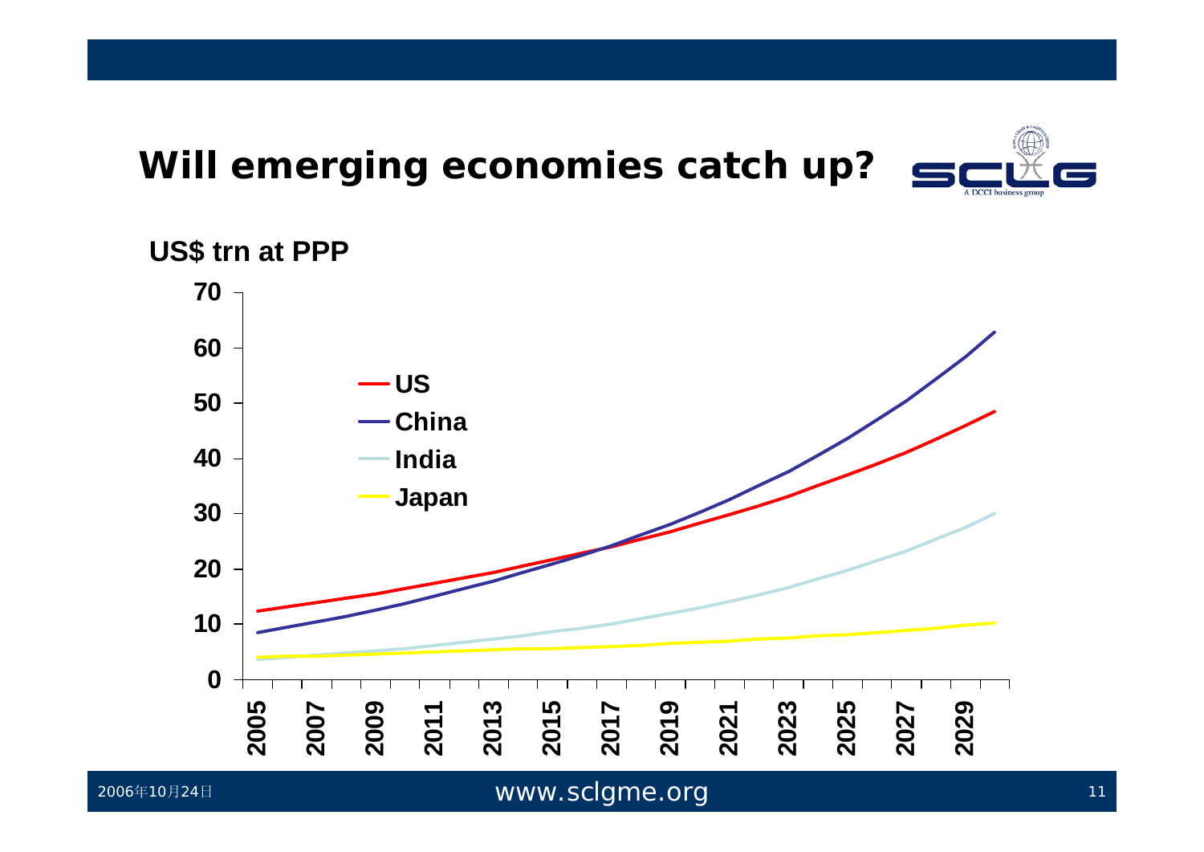# Will emerging economies catch up?

**US$ trn at PPP**

- US
- China
- India
- Japan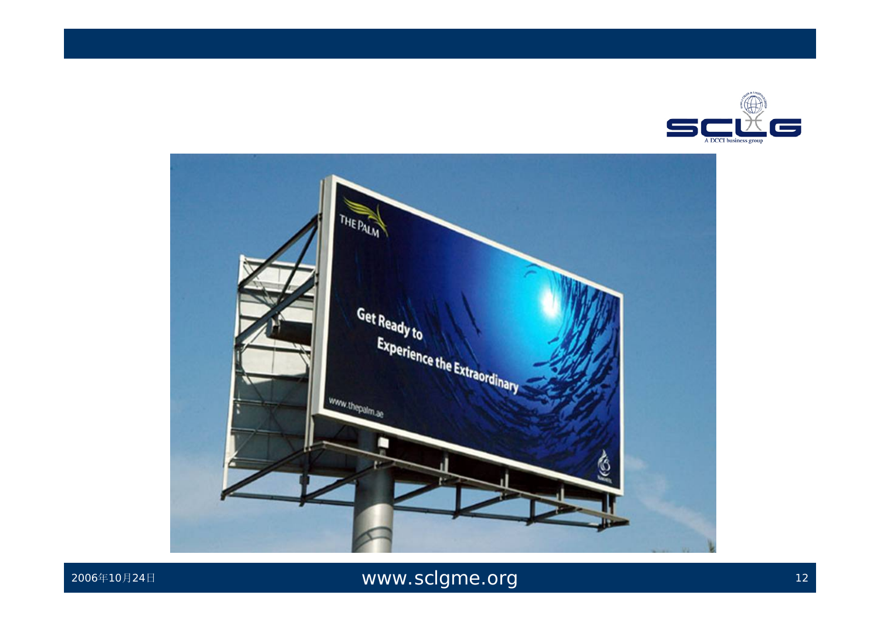THE PALM

Get Ready to
Experience the Extraordinary

www.thepalm.ae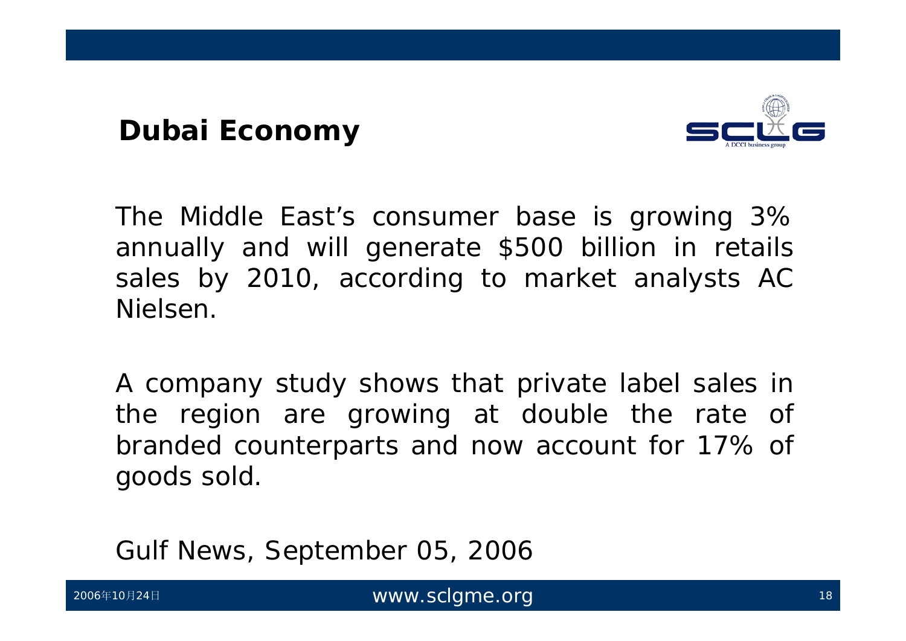# Dubai Economy

The Middle East's consumer base is growing 3% annually and will generate $500 billion in retails sales by 2010, according to market analysts AC Nielsen.

A company study shows that private label sales in the region are growing at double the rate of branded counterparts and now account for 17% of goods sold.

Gulf News, September 05, 2006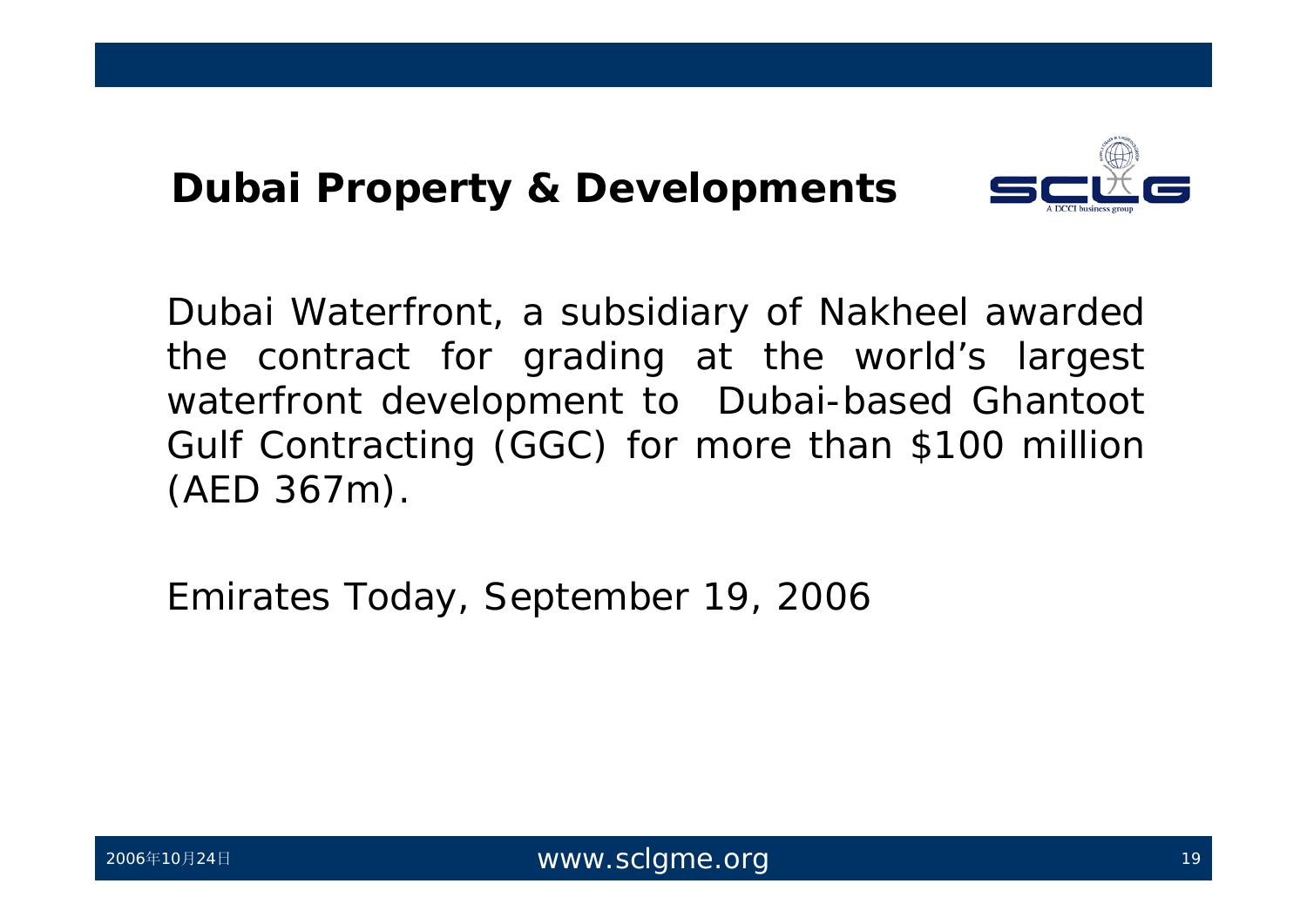## Dubai Property & Developments

Dubai Waterfront, a subsidiary of Nakheel awarded the contract for grading at the world's largest waterfront development to Dubai-based Ghantoot Gulf Contracting (GGC) for more than $100 million (AED 367m).

Emirates Today, September 19, 2006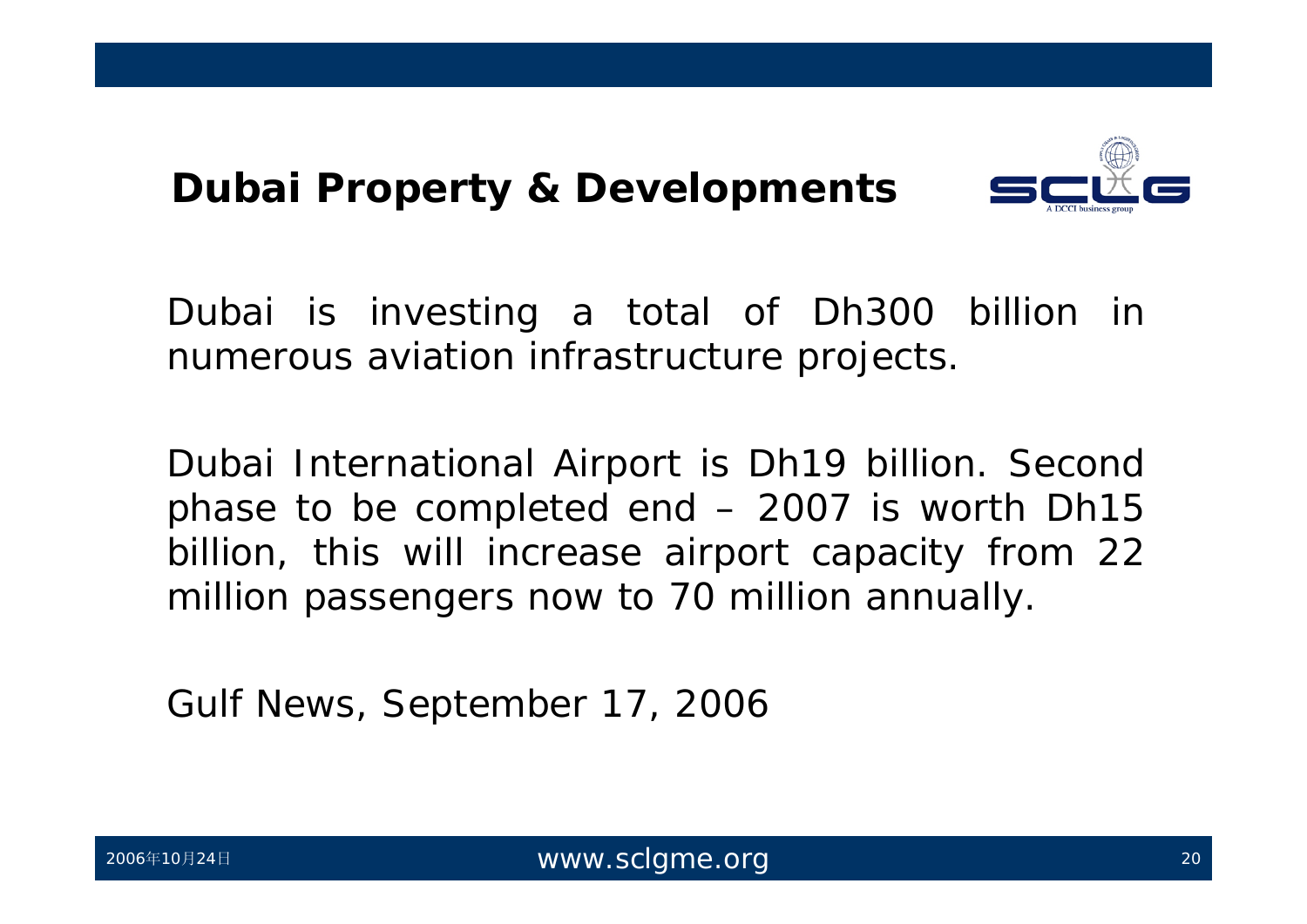# Dubai Property & Developments

Dubai is investing a total of Dh300 billion in numerous aviation infrastructure projects.

Dubai International Airport is Dh19 billion. Second phase to be completed end – 2007 is worth Dh15 billion, this will increase airport capacity from 22 million passengers now to 70 million annually.

Gulf News, September 17, 2006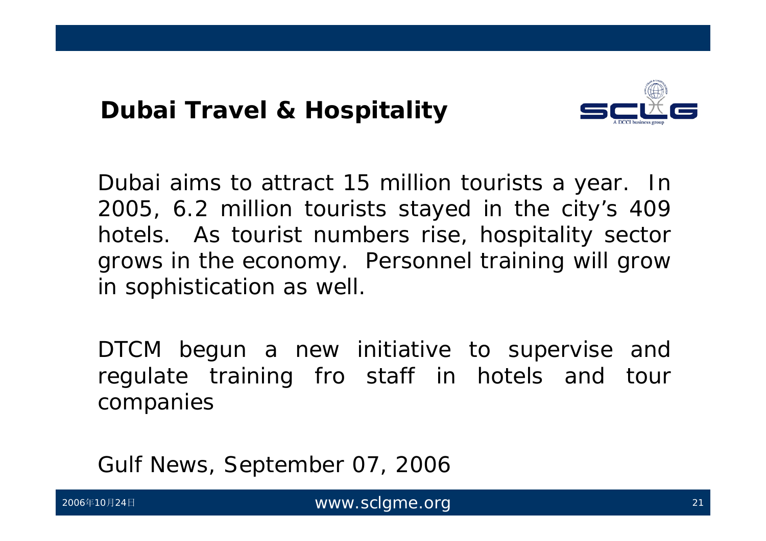# Dubai Travel & Hospitality

Dubai aims to attract 15 million tourists a year. In 2005, 6.2 million tourists stayed in the city's 409 hotels. As tourist numbers rise, hospitality sector grows in the economy. Personnel training will grow in sophistication as well.

DTCM begun a new initiative to supervise and regulate training fro staff in hotels and tour companies

Gulf News, September 07, 2006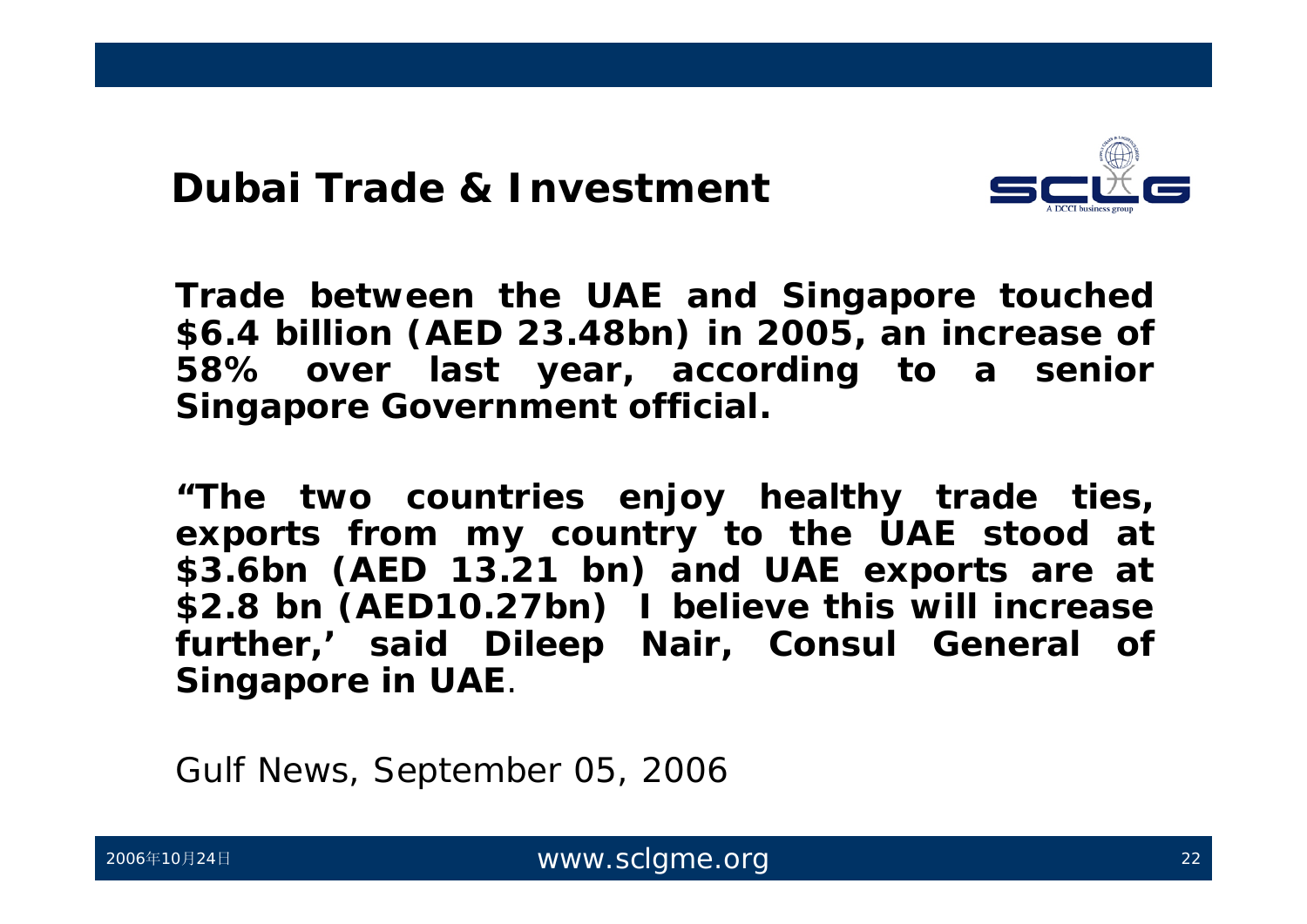# Dubai Trade & Investment

**Trade between the UAE and Singapore touched $6.4 billion (AED 23.48bn) in 2005, an increase of 58% over last year, according to a senior Singapore Government official.**

**"The two countries enjoy healthy trade ties, exports from my country to the UAE stood at $3.6bn (AED 13.21 bn) and UAE exports are at $2.8 bn (AED10.27bn) I believe this will increase further,' said Dileep Nair, Consul General of Singapore in UAE**.

Gulf News, September 05, 2006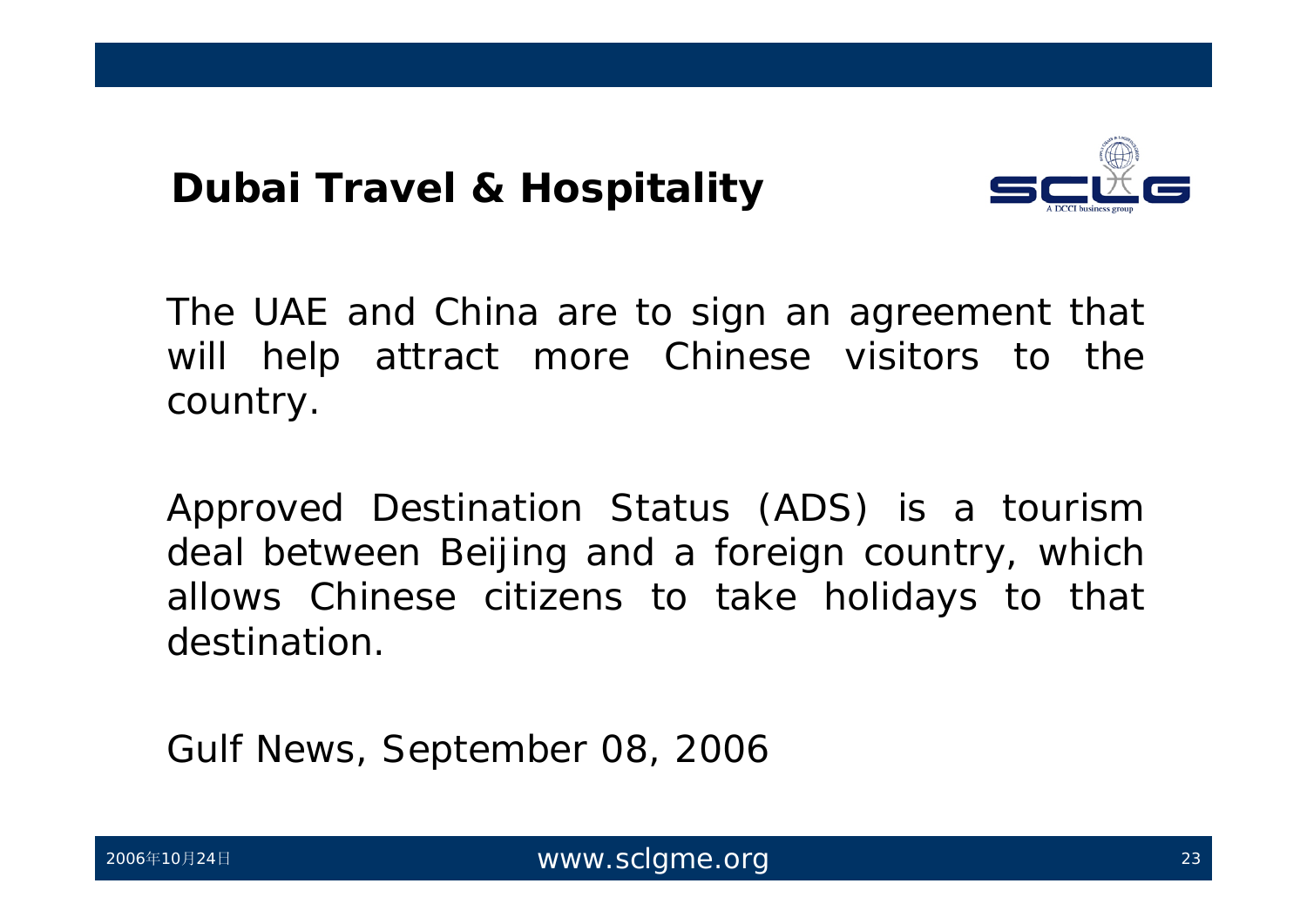## Dubai Travel & Hospitality

The UAE and China are to sign an agreement that will help attract more Chinese visitors to the country.

Approved Destination Status (ADS) is a tourism deal between Beijing and a foreign country, which allows Chinese citizens to take holidays to that destination.

Gulf News, September 08, 2006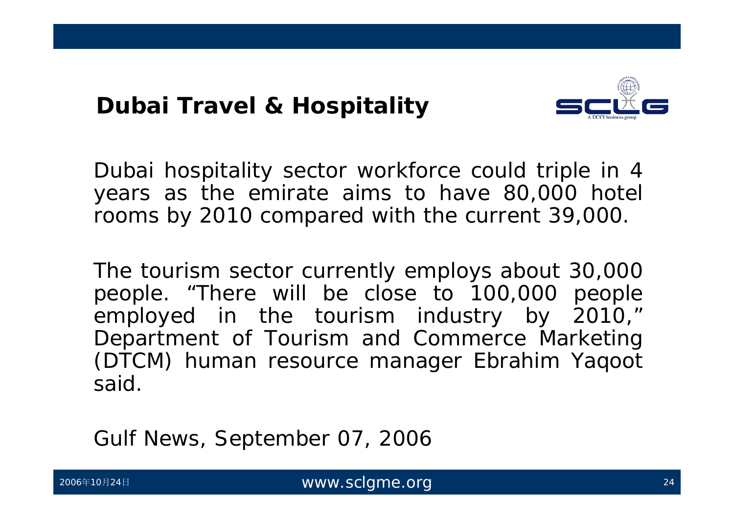## Dubai Travel & Hospitality

Dubai hospitality sector workforce could triple in 4 years as the emirate aims to have 80,000 hotel rooms by 2010 compared with the current 39,000.

The tourism sector currently employs about 30,000 people. "There will be close to 100,000 people employed in the tourism industry by 2010," Department of Tourism and Commerce Marketing (DTCM) human resource manager Ebrahim Yaqoot said.

Gulf News, September 07, 2006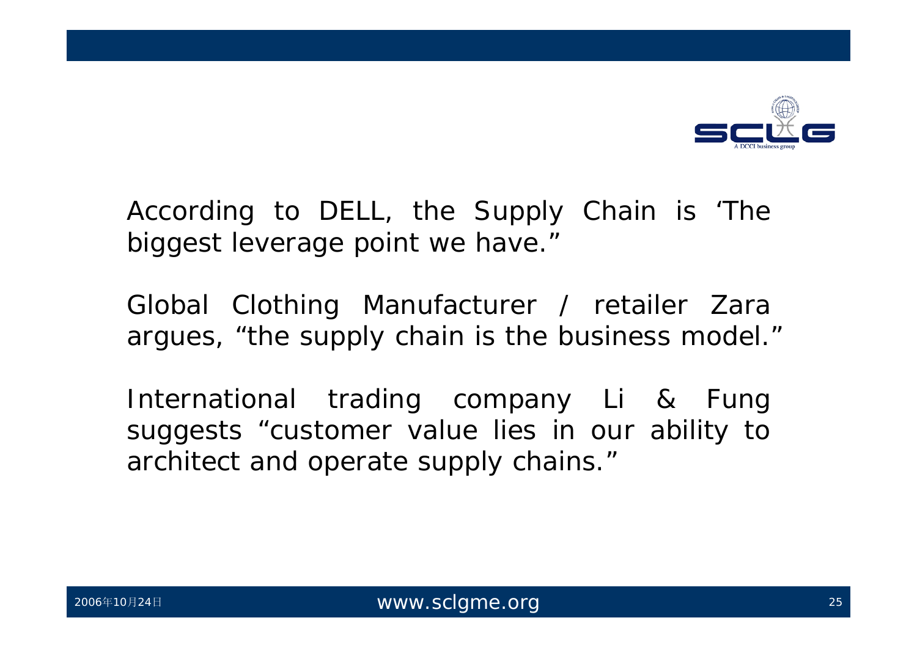According to DELL, the Supply Chain is 'The biggest leverage point we have."

Global Clothing Manufacturer / retailer Zara argues, "the supply chain is the business model."

International trading company Li & Fung suggests "customer value lies in our ability to architect and operate supply chains."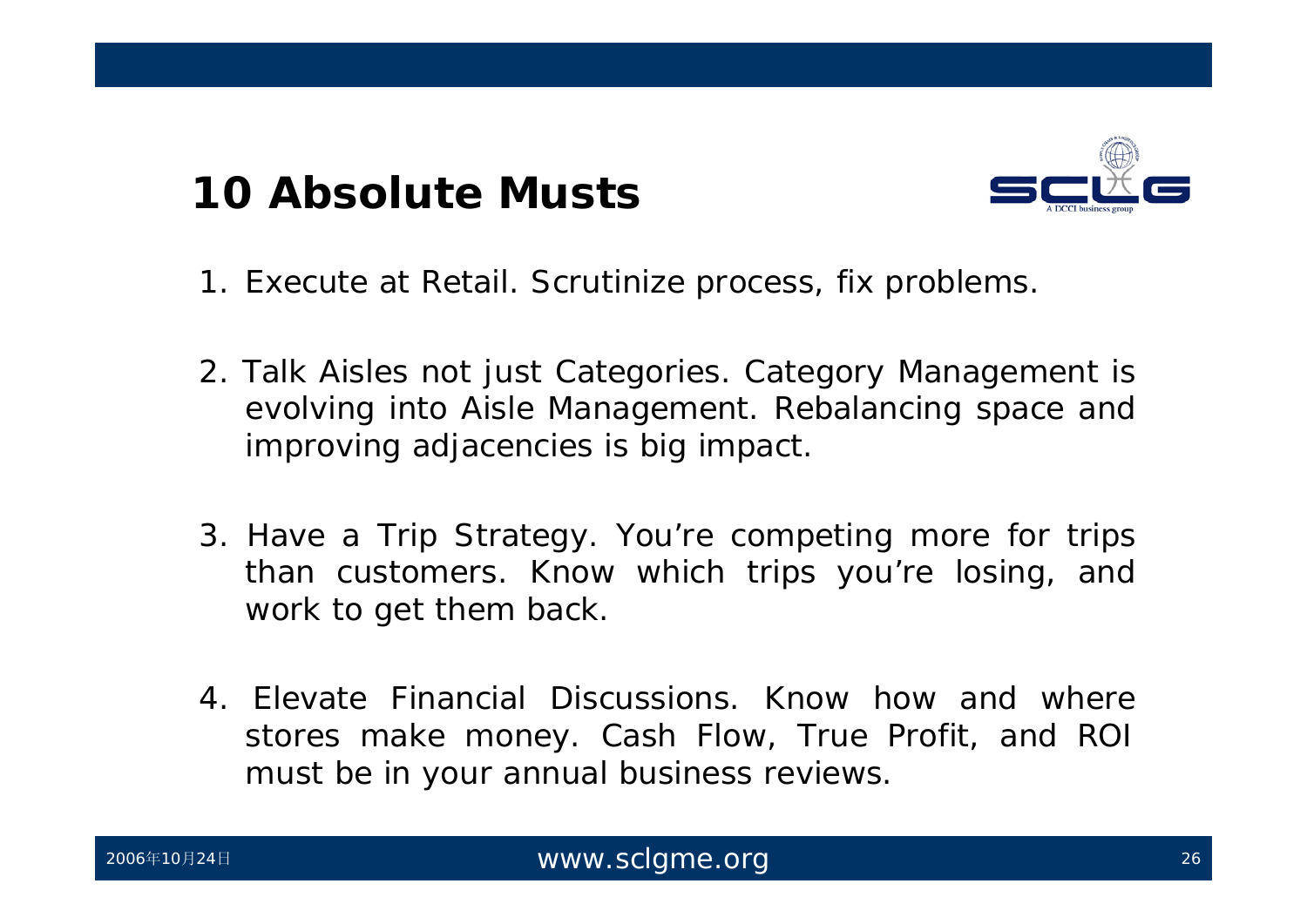# 10 Absolute Musts

1. Execute at Retail. Scrutinize process, fix problems.

2. Talk Aisles not just Categories. Category Management is evolving into Aisle Management. Rebalancing space and improving adjacencies is big impact.

3. Have a Trip Strategy. You're competing more for trips than customers. Know which trips you're losing, and work to get them back.

4. Elevate Financial Discussions. Know how and where stores make money. Cash Flow, True Profit, and ROI must be in your annual business reviews.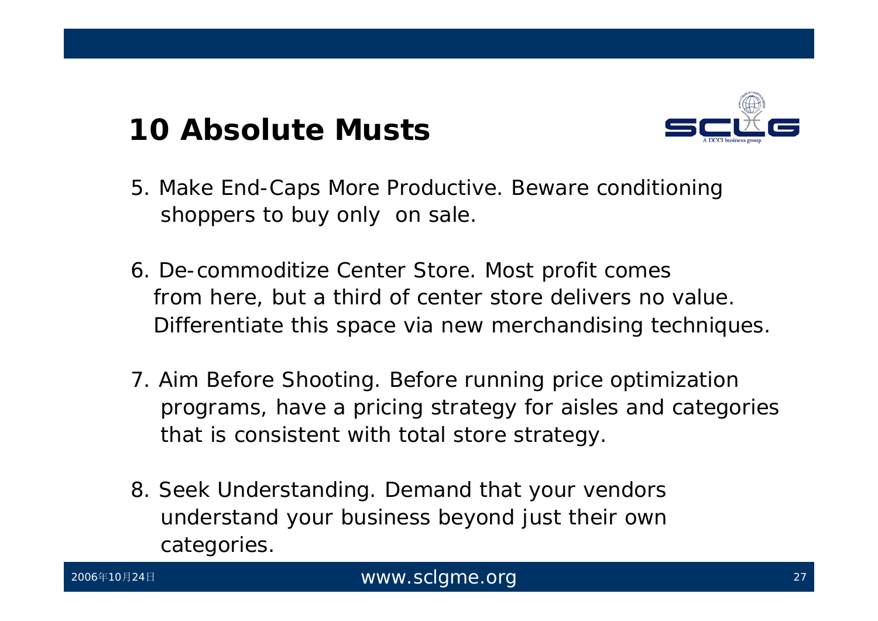# 10 Absolute Musts

5. Make End-Caps More Productive. Beware conditioning shoppers to buy only on sale.

6. De-commoditize Center Store. Most profit comes from here, but a third of center store delivers no value. Differentiate this space via new merchandising techniques.

7. Aim Before Shooting. Before running price optimization programs, have a pricing strategy for aisles and categories that is consistent with total store strategy.

8. Seek Understanding. Demand that your vendors understand your business beyond just their own categories.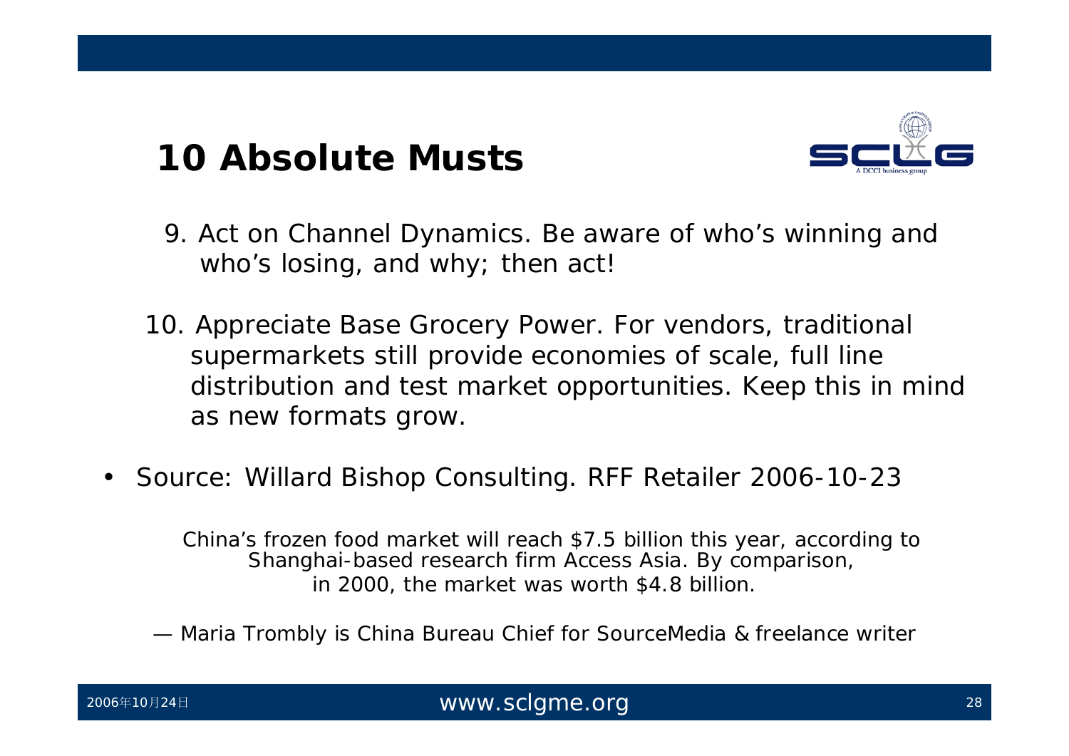# 10 Absolute Musts

9. Act on Channel Dynamics. Be aware of who's winning and who's losing, and why; then act!

10. Appreciate Base Grocery Power. For vendors, traditional supermarkets still provide economies of scale, full line distribution and test market opportunities. Keep this in mind as new formats grow.

- Source: Willard Bishop Consulting. RFF Retailer 2006-10-23

China's frozen food market will reach $7.5 billion this year, according to Shanghai-based research firm Access Asia. By comparison, in 2000, the market was worth $4.8 billion.

— Maria Trombly is China Bureau Chief for SourceMedia & freelance writer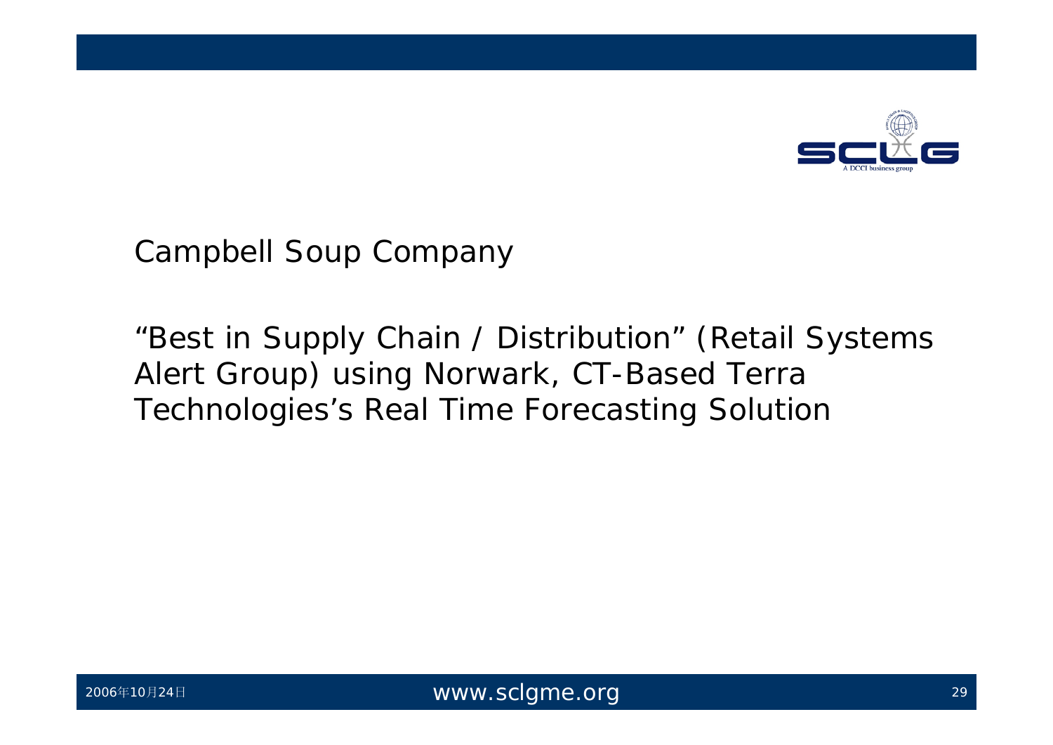Campbell Soup Company

*"Best in Supply Chain / Distribution" (Retail Systems Alert Group) using Norwark, CT-Based Terra Technologies's Real Time Forecasting Solution*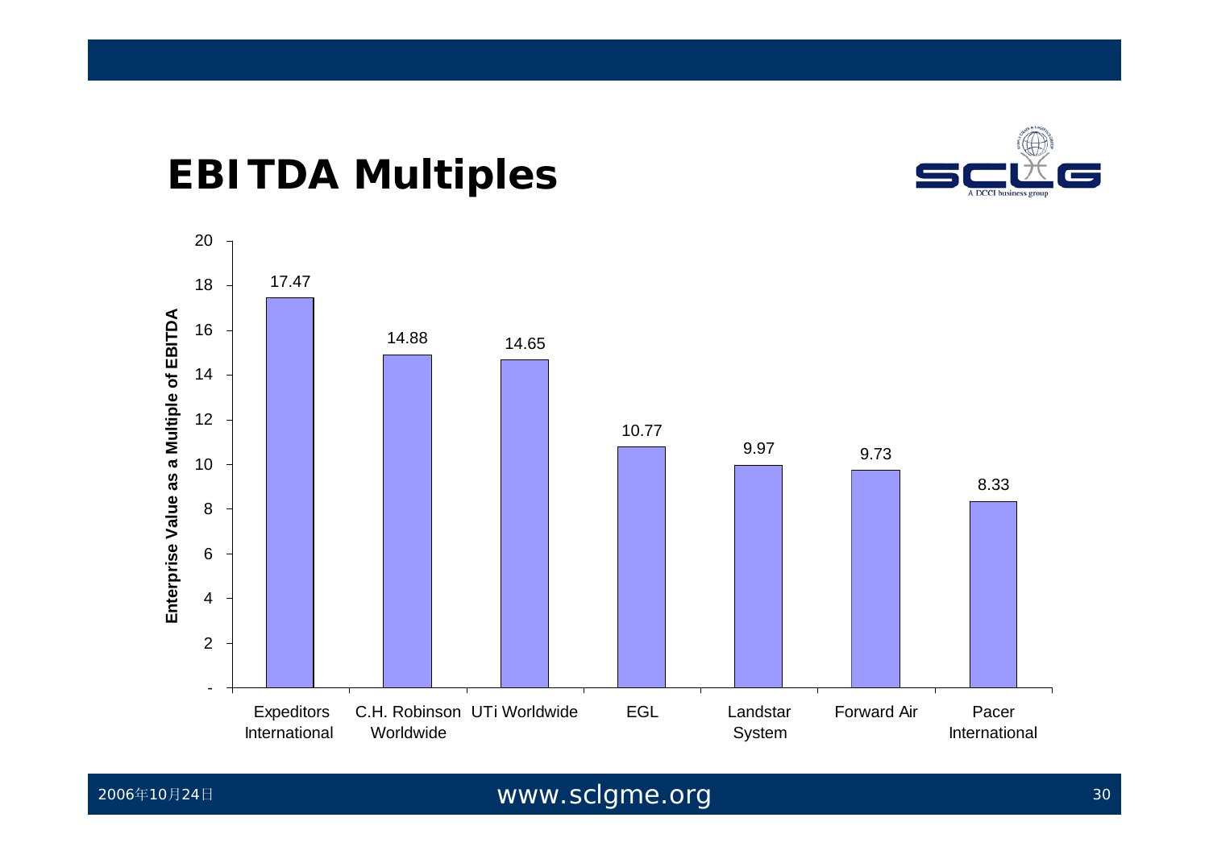# EBITDA Multiples

| Company | Enterprise Value as a Multiple of EBITDA |
|---|---|
| Expeditors International | 17.47 |
| C.H. Robinson Worldwide | 14.88 |
| UTi Worldwide | 14.65 |
| EGL | 10.77 |
| Landstar System | 9.97 |
| Forward Air | 9.73 |
| Pacer International | 8.33 |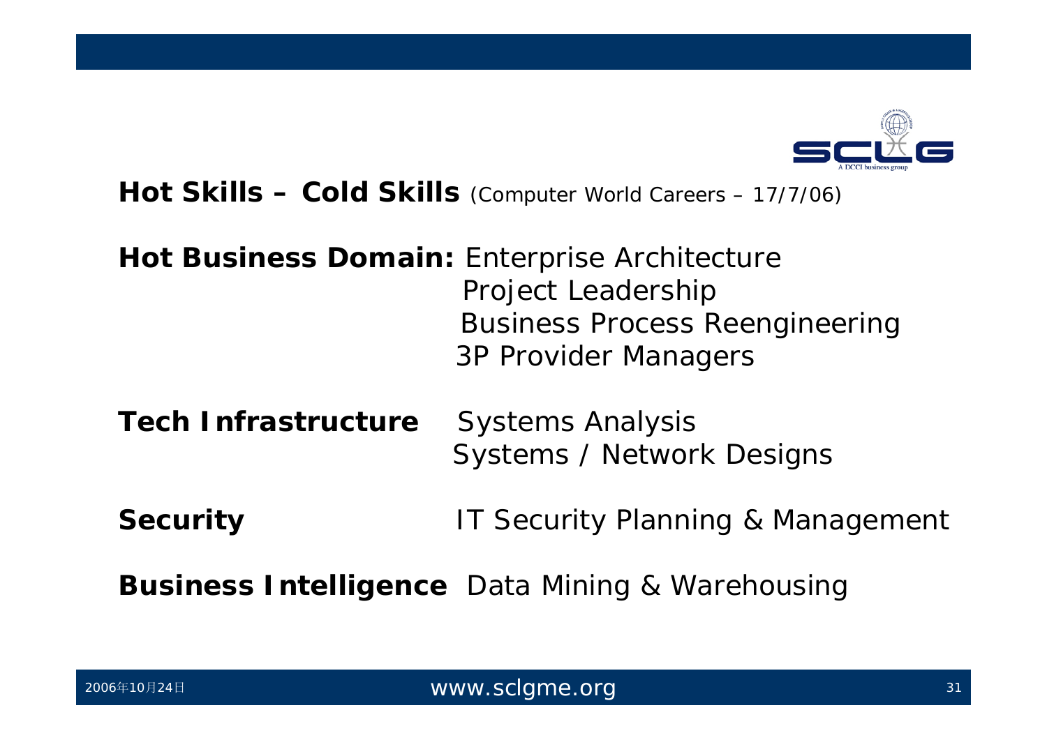## Hot Skills – Cold Skills (Computer World Careers – 17/7/06)

**Hot Business Domain:** Enterprise Architecture
Project Leadership
Business Process Reengineering
3P Provider Managers

**Tech Infrastructure** Systems Analysis
Systems / Network Designs

**Security** IT Security Planning & Management

**Business Intelligence** Data Mining & Warehousing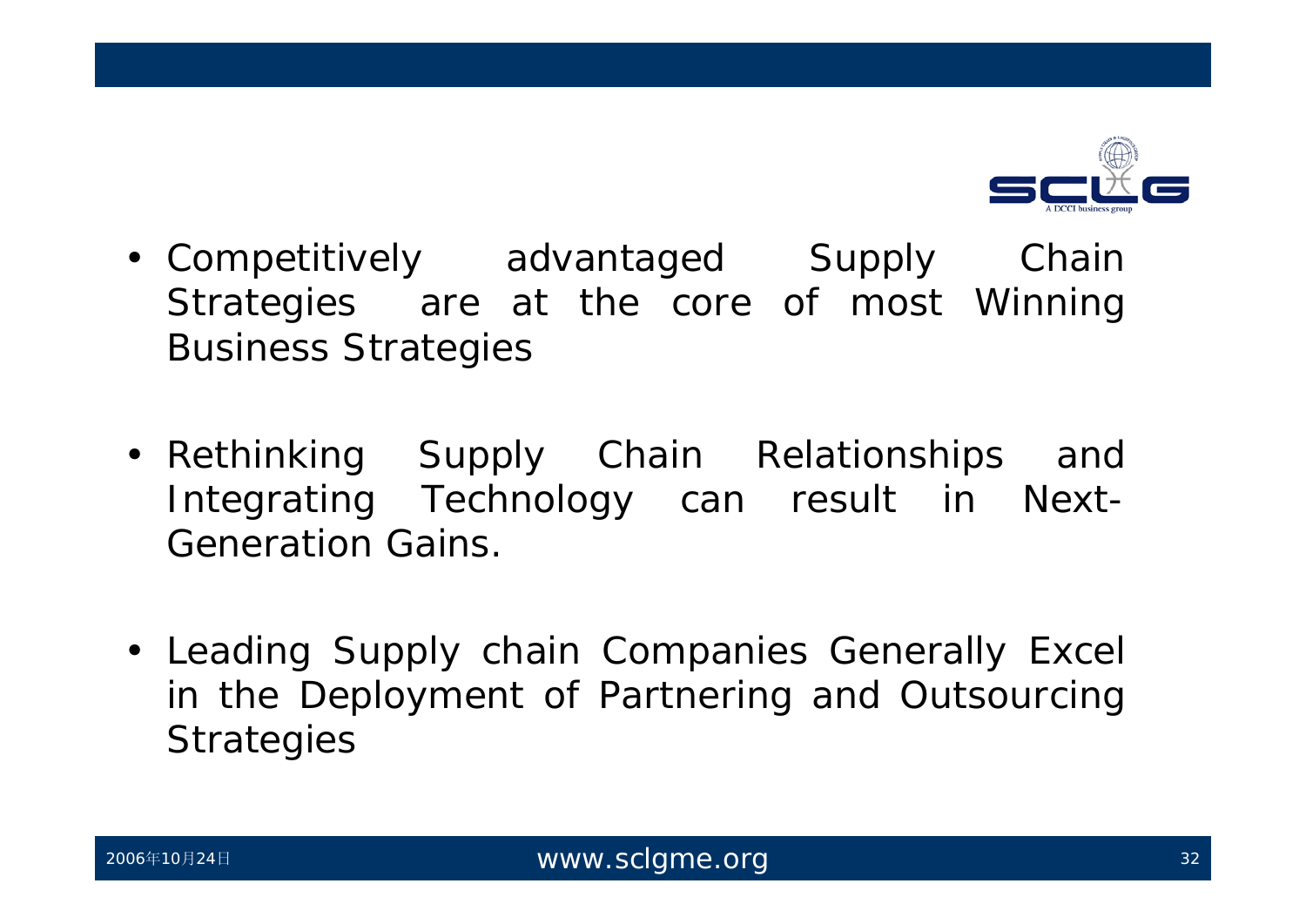- Competitively advantaged Supply Chain Strategies are at the core of most Winning Business Strategies

- Rethinking Supply Chain Relationships and Integrating Technology can result in Next-Generation Gains.

- Leading Supply chain Companies Generally Excel in the Deployment of Partnering and Outsourcing Strategies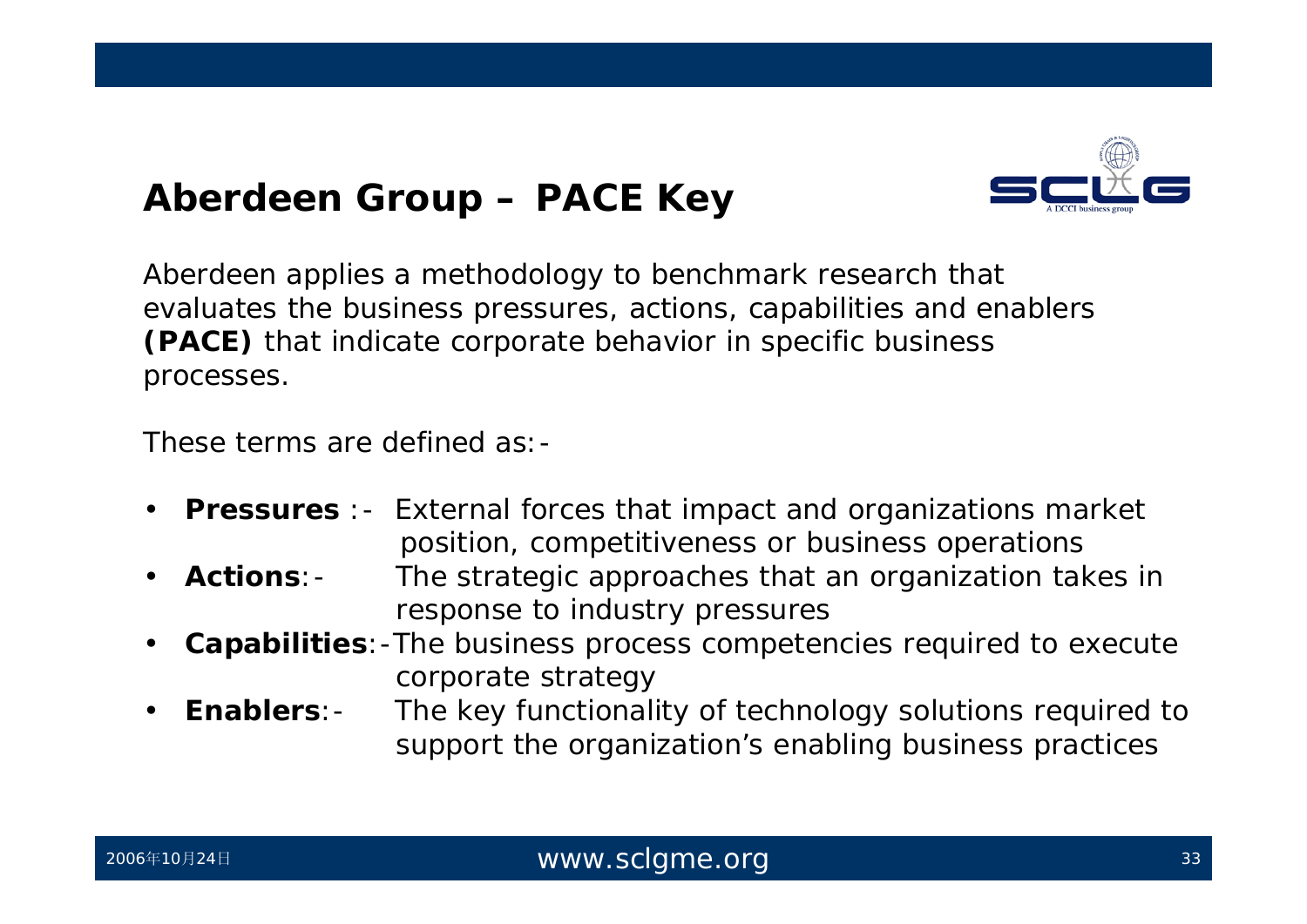## Aberdeen Group – PACE Key

Aberdeen applies a methodology to benchmark research that evaluates the business pressures, actions, capabilities and enablers **(PACE)** that indicate corporate behavior in specific business processes.

These terms are defined as:-

- **Pressures** :- External forces that impact and organizations market position, competitiveness or business operations
- **Actions**:- The strategic approaches that an organization takes in response to industry pressures
- **Capabilities**:-The business process competencies required to execute corporate strategy
- **Enablers**:- The key functionality of technology solutions required to support the organization's enabling business practices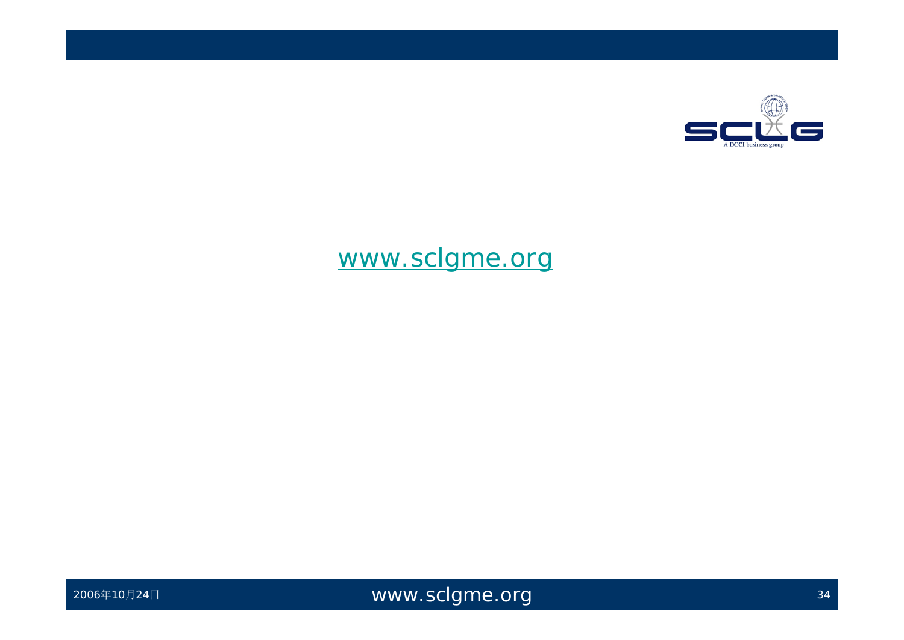[www.sclgme.org](http://www.sclgme.org)